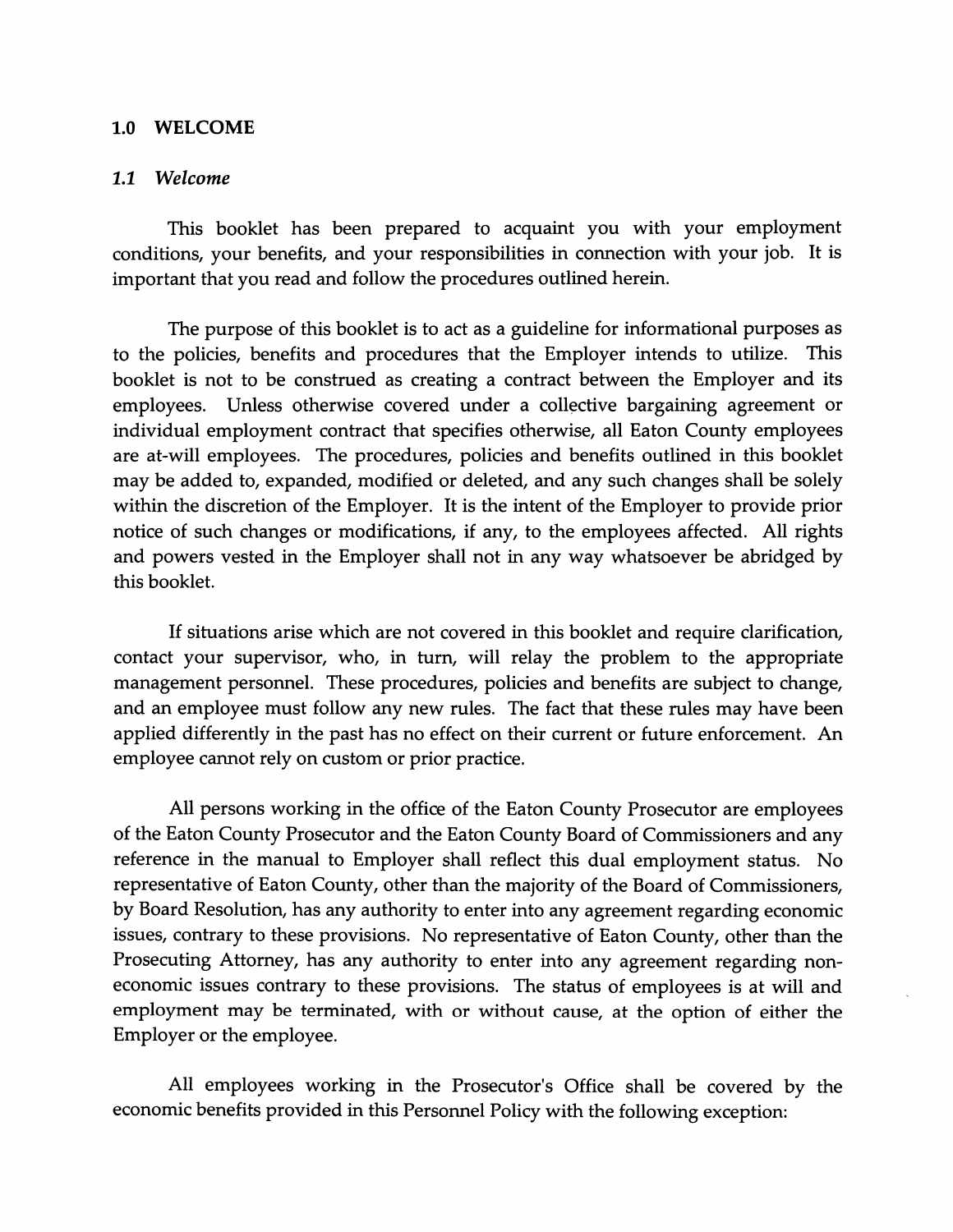## 1.0 WELCOME

### *1.1 Welcome*

This booklet has been prepared to acquaint you with your employment conditions, your benefits, and your responsibilities in connection with your job. It is important that you read and follow the procedures outlined herein.

The purpose of this booklet is to act as a guideline for informational purposes as to the policies, benefits and procedures that the Employer intends to utilize. This booklet is not to be construed as creating a contract between the Employer and its employees. Unless otherwise covered under a collective bargaining agreement or individual employment contract that specifies otherwise, all Eaton County employees are at-will employees. The procedures, policies and benefits outlined in this booklet may be added to, expanded, modified or deleted, and any such changes shall be solely within the discretion of the Employer. It is the intent of the Employer to provide prior notice of such changes or modifications, if any, to the employees affected. All rights and powers vested in the Employer shall not in any way whatsoever be abridged by this booklet.

If situations arise which are not covered in this booklet and require clarification, contact your supervisor, who, in turn, will relay the problem to the appropriate management personnel. These procedures, policies and benefits are subject to change, and an employee must follow any new rules. The fact that these rules may have been applied differently in the past has no effect on their current or future enforcement. An employee cannot rely on custom or prior practice.

All persons working in the office of the Eaton County Prosecutor are employees of the Eaton County Prosecutor and the Eaton County Board of Commissioners and any reference in the manual to Employer shall reflect this dual employment status. No representative of Eaton County, other than the majority of the Board of Commissioners, by Board Resolution, has any authority to enter into any agreement regarding economic issues, contrary to these provisions. No representative of Eaton County, other than the Prosecuting Attorney, has any authority to enter into any agreement regarding non-economic issues contrary to these provisions. The status of employees is at will and employment may be terminated, with or without cause, at the option of either the Employer or the employee.

All employees working in the Prosecutor's Office shall be covered by the economic benefits provided in this Personnel Policy with the following exception: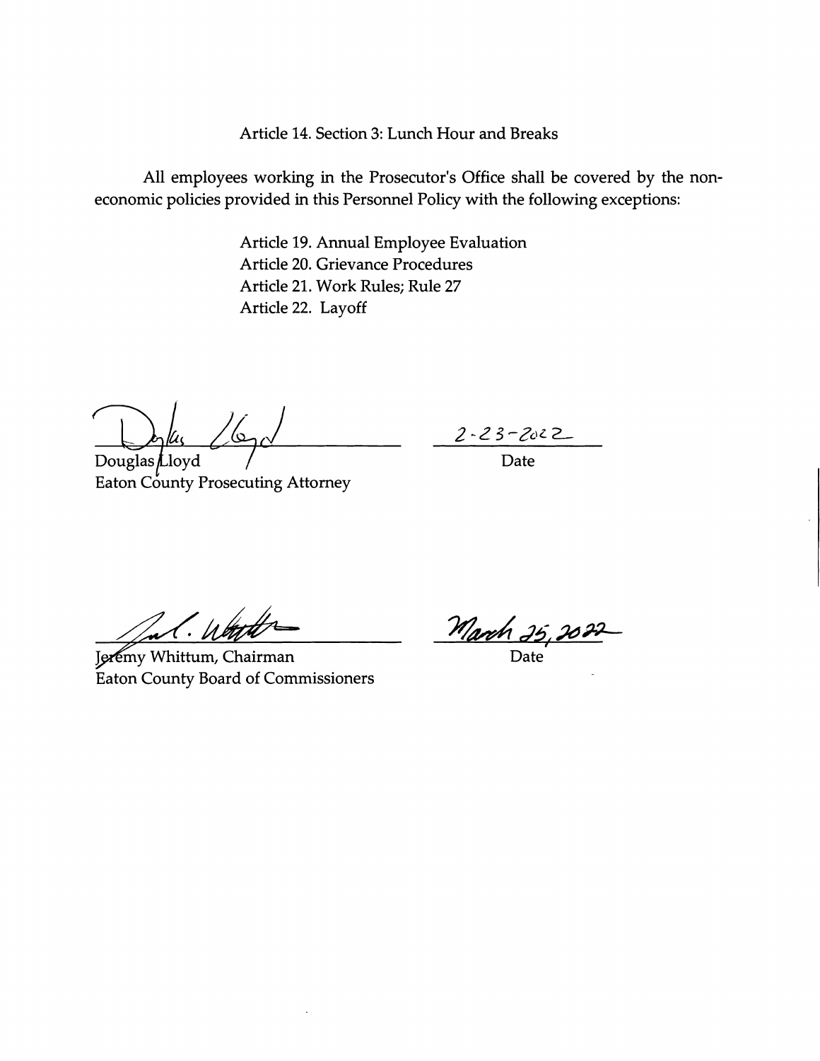Article 14. Section 3: Lunch Hour and Breaks

All employees working in the Prosecutor's Office shall be covered by the non-economic policies provided in this Personnel Policy with the following exceptions:

Article 19. Annual Employee Evaluation
Article 20. Grievance Procedures
Article 21. Work Rules; Rule 27
Article 22. Layoff

Douglas Lloyd
Eaton County Prosecuting Attorney

2-23-2022
Date

Jeremy Whittum, Chairman
Eaton County Board of Commissioners

March 25, 2022
Date